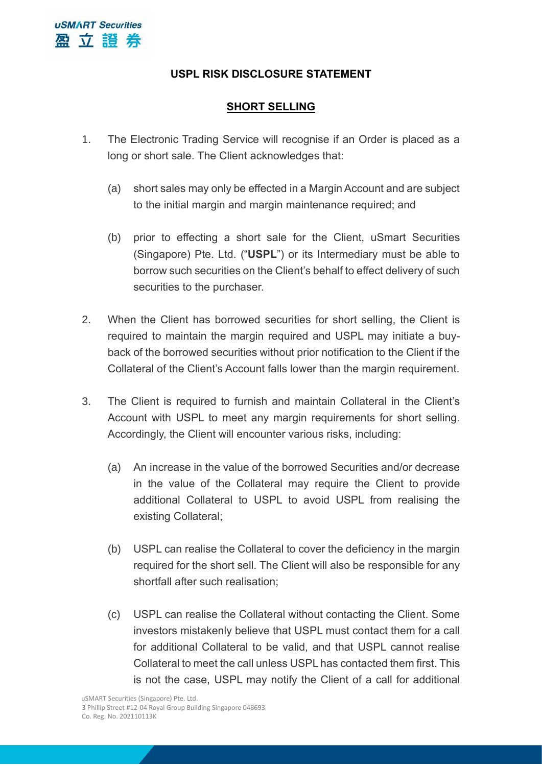# USPL RISK DISCLOSURE STATEMENT

## SHORT SELLING

1. The Electronic Trading Service will recognise if an Order is placed as a long or short sale. The Client acknowledges that:

   (a) short sales may only be effected in a Margin Account and are subject to the initial margin and margin maintenance required; and

   (b) prior to effecting a short sale for the Client, uSmart Securities (Singapore) Pte. Ltd. ("**USPL**") or its Intermediary must be able to borrow such securities on the Client's behalf to effect delivery of such securities to the purchaser.

2. When the Client has borrowed securities for short selling, the Client is required to maintain the margin required and USPL may initiate a buy-back of the borrowed securities without prior notification to the Client if the Collateral of the Client's Account falls lower than the margin requirement.

3. The Client is required to furnish and maintain Collateral in the Client's Account with USPL to meet any margin requirements for short selling. Accordingly, the Client will encounter various risks, including:

   (a) An increase in the value of the borrowed Securities and/or decrease in the value of the Collateral may require the Client to provide additional Collateral to USPL to avoid USPL from realising the existing Collateral;

   (b) USPL can realise the Collateral to cover the deficiency in the margin required for the short sell. The Client will also be responsible for any shortfall after such realisation;

   (c) USPL can realise the Collateral without contacting the Client. Some investors mistakenly believe that USPL must contact them for a call for additional Collateral to be valid, and that USPL cannot realise Collateral to meet the call unless USPL has contacted them first. This is not the case, USPL may notify the Client of a call for additional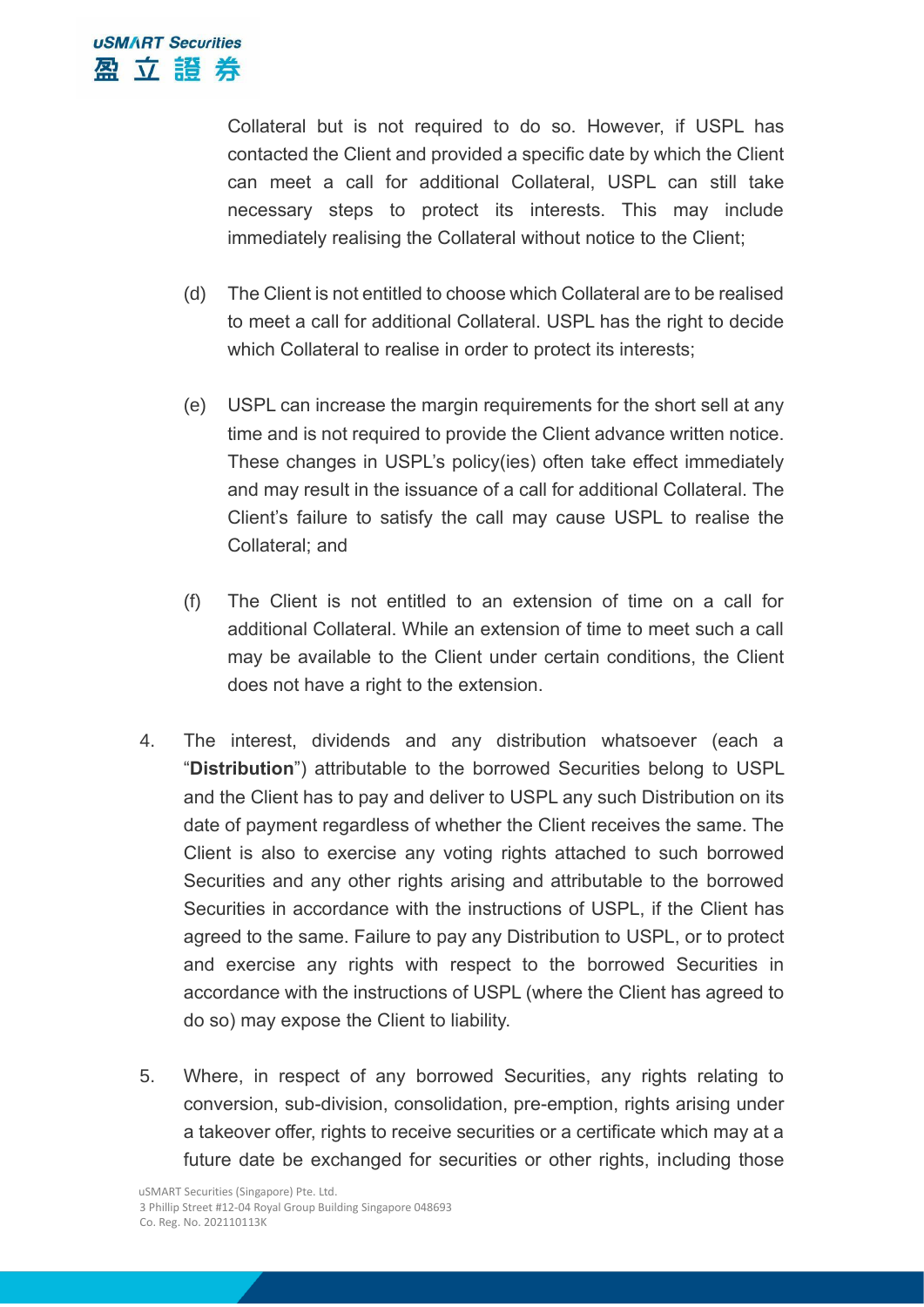Collateral but is not required to do so. However, if USPL has contacted the Client and provided a specific date by which the Client can meet a call for additional Collateral, USPL can still take necessary steps to protect its interests. This may include immediately realising the Collateral without notice to the Client;

(d) The Client is not entitled to choose which Collateral are to be realised to meet a call for additional Collateral. USPL has the right to decide which Collateral to realise in order to protect its interests;

(e) USPL can increase the margin requirements for the short sell at any time and is not required to provide the Client advance written notice. These changes in USPL's policy(ies) often take effect immediately and may result in the issuance of a call for additional Collateral. The Client's failure to satisfy the call may cause USPL to realise the Collateral; and

(f) The Client is not entitled to an extension of time on a call for additional Collateral. While an extension of time to meet such a call may be available to the Client under certain conditions, the Client does not have a right to the extension.

4. The interest, dividends and any distribution whatsoever (each a "**Distribution**") attributable to the borrowed Securities belong to USPL and the Client has to pay and deliver to USPL any such Distribution on its date of payment regardless of whether the Client receives the same. The Client is also to exercise any voting rights attached to such borrowed Securities and any other rights arising and attributable to the borrowed Securities in accordance with the instructions of USPL, if the Client has agreed to the same. Failure to pay any Distribution to USPL, or to protect and exercise any rights with respect to the borrowed Securities in accordance with the instructions of USPL (where the Client has agreed to do so) may expose the Client to liability.

5. Where, in respect of any borrowed Securities, any rights relating to conversion, sub-division, consolidation, pre-emption, rights arising under a takeover offer, rights to receive securities or a certificate which may at a future date be exchanged for securities or other rights, including those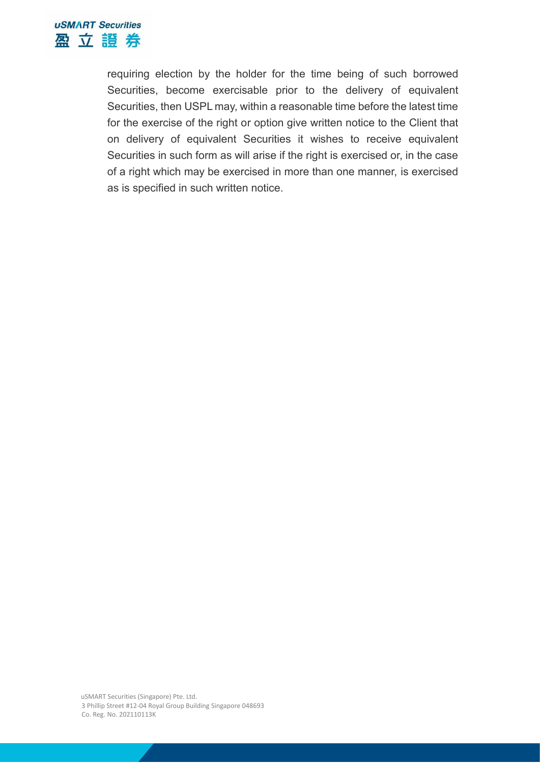requiring election by the holder for the time being of such borrowed Securities, become exercisable prior to the delivery of equivalent Securities, then USPL may, within a reasonable time before the latest time for the exercise of the right or option give written notice to the Client that on delivery of equivalent Securities it wishes to receive equivalent Securities in such form as will arise if the right is exercised or, in the case of a right which may be exercised in more than one manner, is exercised as is specified in such written notice.